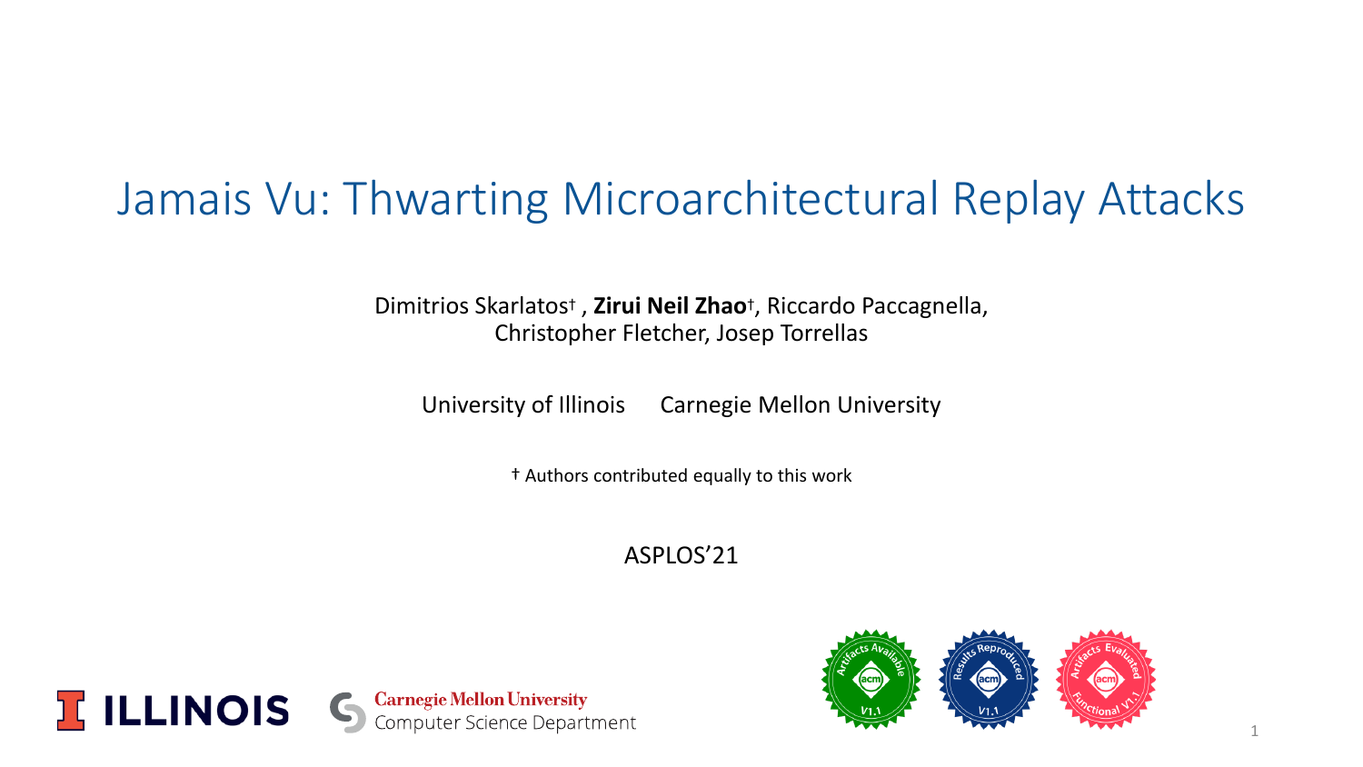# Jamais Vu: Thwarting Microarchitectural Replay Attacks

Dimitrios Skarlatos† , **Zirui Neil Zhao**†, Riccardo Paccagnella, Christopher Fletcher, Josep Torrellas

University of Illinois     Carnegie Mellon University

† Authors contributed equally to this work

ASPLOS'21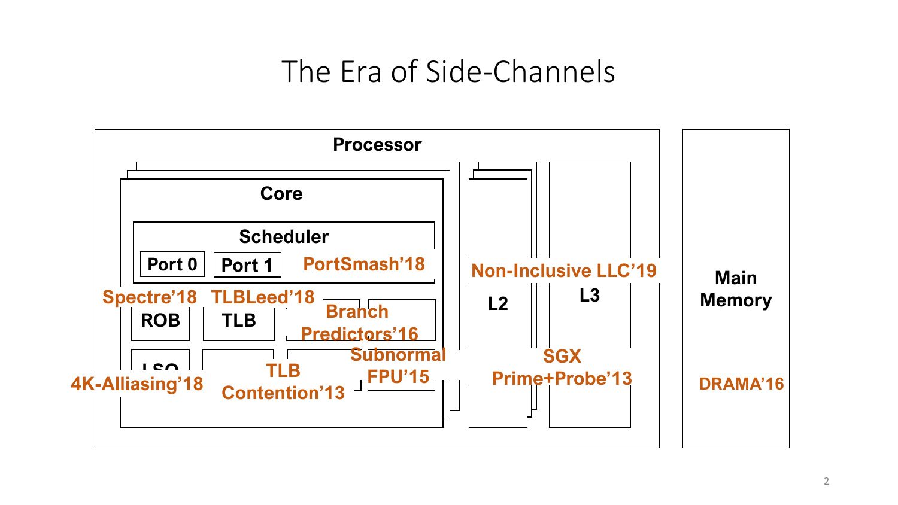# The Era of Side-Channels

**Processor**

**Core**

**Scheduler**

**Port 0** **Port 1** **PortSmash'18**

**Spectre'18** **TLBLeed'18**

**ROB** **TLB** **Branch Predictors'16**

**LSQ** **4K-Alliasing'18**

**TLB Contention'13**

**Subnormal FPU'15**

**Non-Inclusive LLC'19**

**L2** **L3**

**SGX Prime+Probe'13**

**Main Memory**

**DRAMA'16**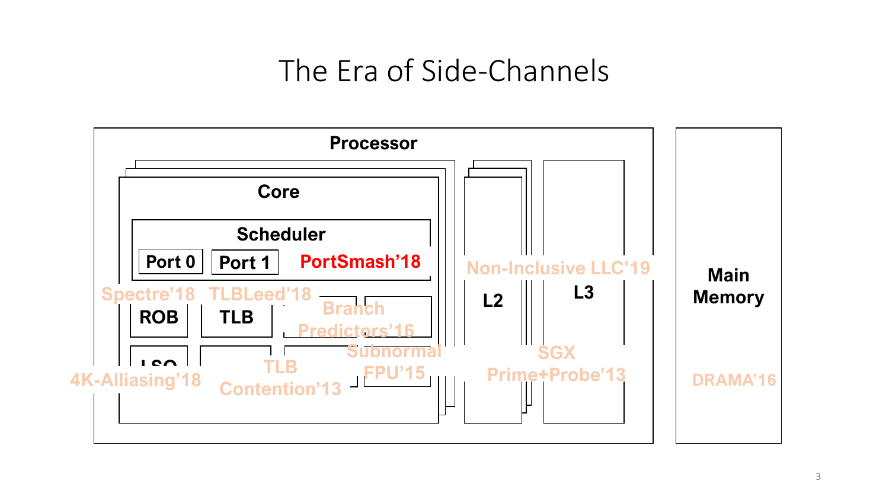# The Era of Side-Channels

**Processor**

**Core**

**Scheduler**

**Port 0** | **Port 1** | **PortSmash'18**

**Spectre'18** — **ROB**

**TLBleed'18** — **TLB**

**Branch Predictors'16**

**LSQ**

**4K-Alliasing'18**

**TLB Contention'13**

**Subnormal FPU'15**

**Non-Inclusive LLC'19**

**L2**

**L3**

**SGX Prime+Probe'13**

**Main Memory**

**DRAMA'16**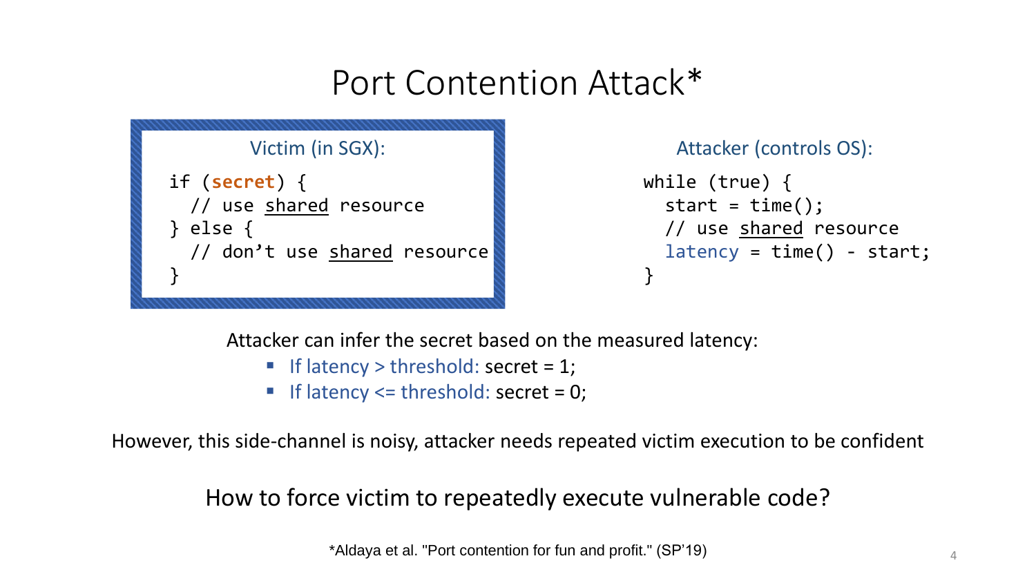# Port Contention Attack*

Victim (in SGX):

```
if (secret) {
  // use shared resource
} else {
  // don't use shared resource
}
```

Attacker (controls OS):

```
while (true) {
  start = time();
  // use shared resource
  latency = time() - start;
}
```

Attacker can infer the secret based on the measured latency:

- If latency > threshold: secret = 1;
- If latency <= threshold: secret = 0;

However, this side-channel is noisy, attacker needs repeated victim execution to be confident

How to force victim to repeatedly execute vulnerable code?

*Aldaya et al. "Port contention for fun and profit." (SP'19)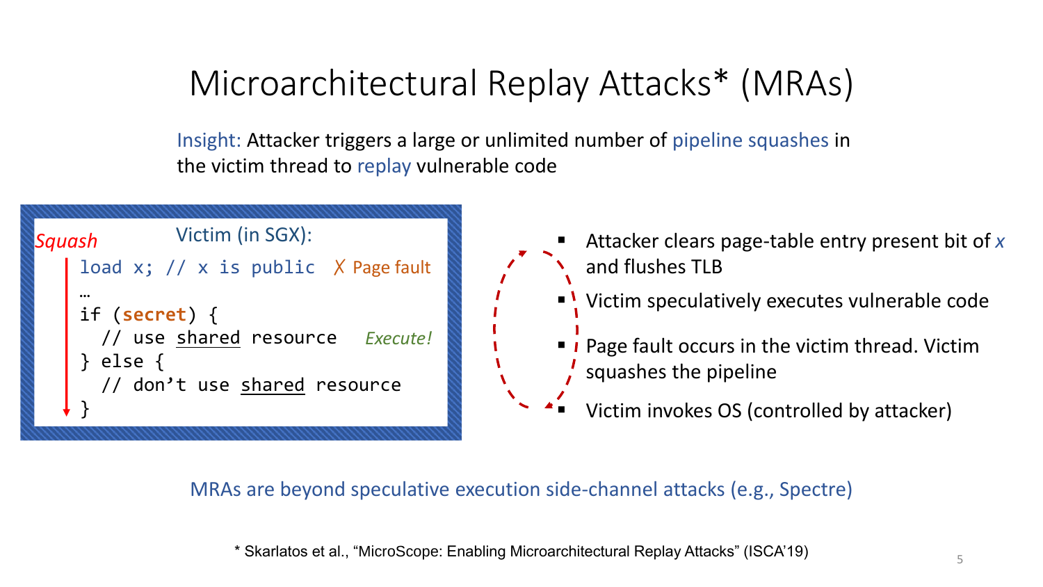# Microarchitectural Replay Attacks* (MRAs)

Insight: Attacker triggers a large or unlimited number of pipeline squashes in the victim thread to replay vulnerable code

Squash

Victim (in SGX):

```
load x; // x is public        ✗ Page fault
…
if (secret) {
  // use shared resource       Execute!
} else {
  // don't use shared resource
}
```

- Attacker clears page-table entry present bit of *x* and flushes TLB
- Victim speculatively executes vulnerable code
- Page fault occurs in the victim thread. Victim squashes the pipeline
- Victim invokes OS (controlled by attacker)

MRAs are beyond speculative execution side-channel attacks (e.g., Spectre)

\* Skarlatos et al., "MicroScope: Enabling Microarchitectural Replay Attacks" (ISCA'19)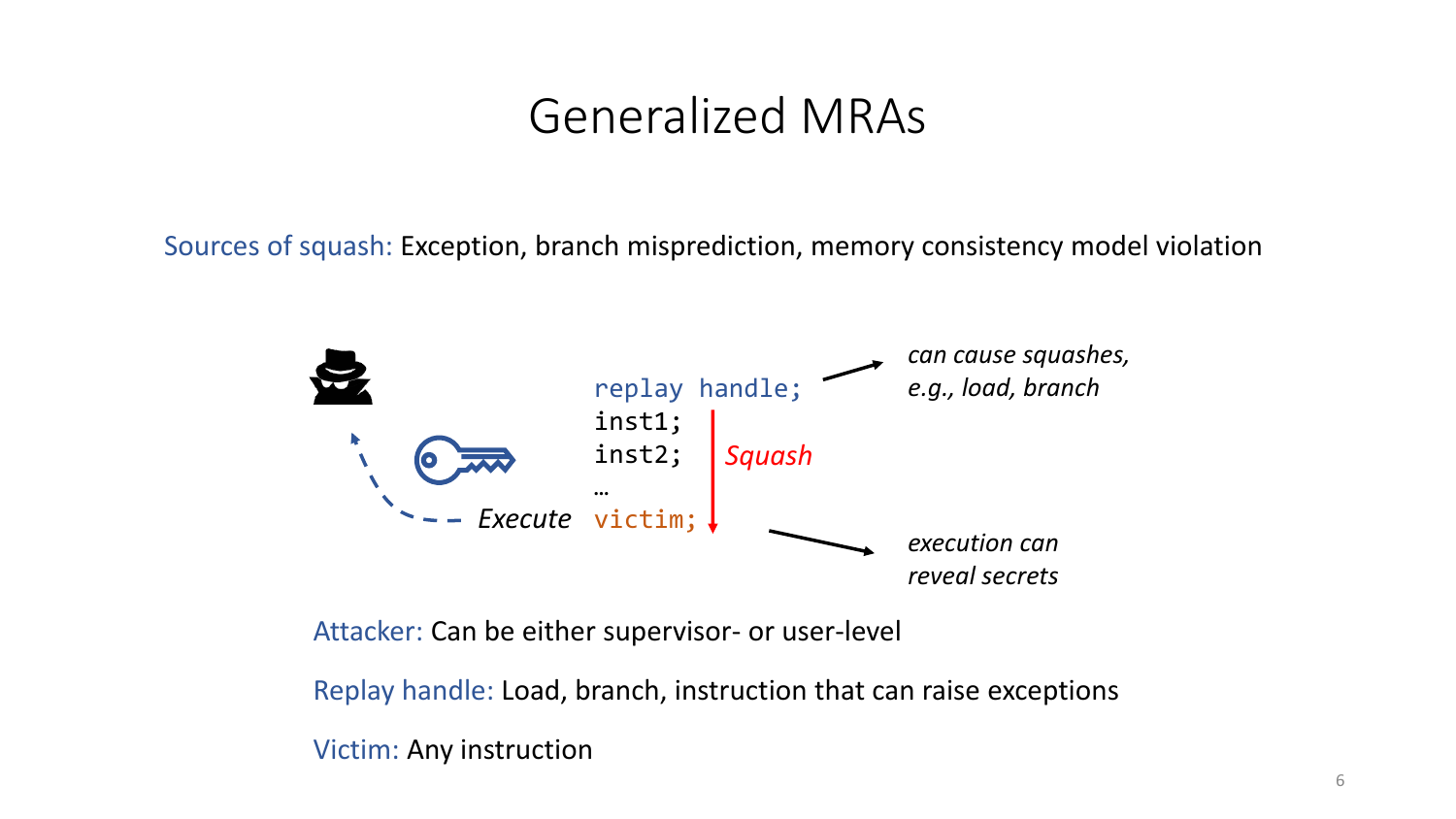# Generalized MRAs

Sources of squash: Exception, branch misprediction, memory consistency model violation

```
replay handle;
inst1;
inst2;
…
victim;
```

*Squash*

*Execute*

*can cause squashes, e.g., load, branch*

*execution can reveal secrets*

Attacker: Can be either supervisor- or user-level

Replay handle: Load, branch, instruction that can raise exceptions

Victim: Any instruction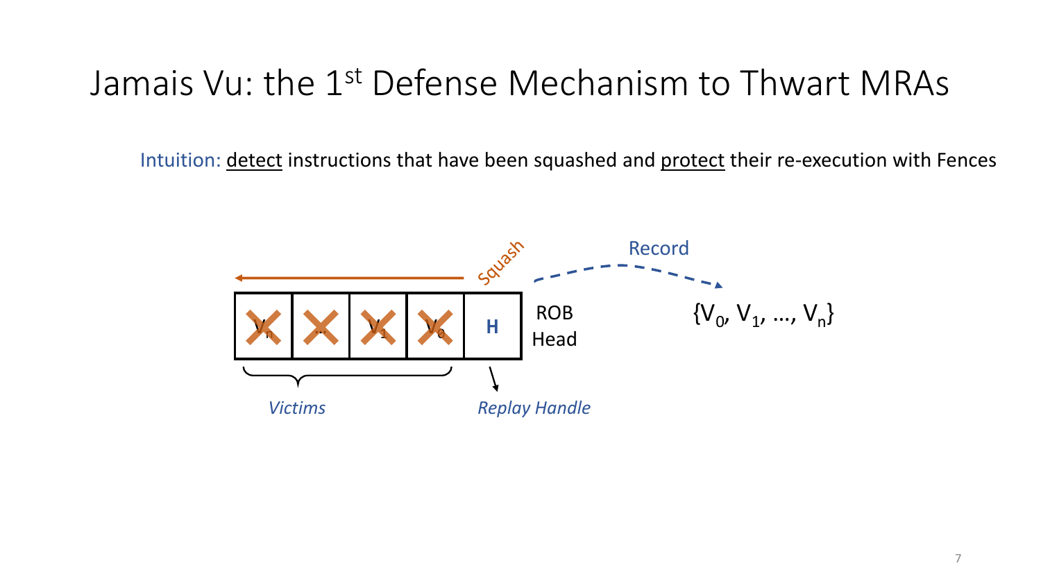# Jamais Vu: the 1st Defense Mechanism to Thwart MRAs

Intuition: detect instructions that have been squashed and protect their re-execution with Fences

Squash

Record

| $V_n$ | ... | $V_1$ | $V_0$ | H |
|---|---|---|---|---|

ROB Head

$\{V_0, V_1, \ldots, V_n\}$

*Victims*

*Replay Handle*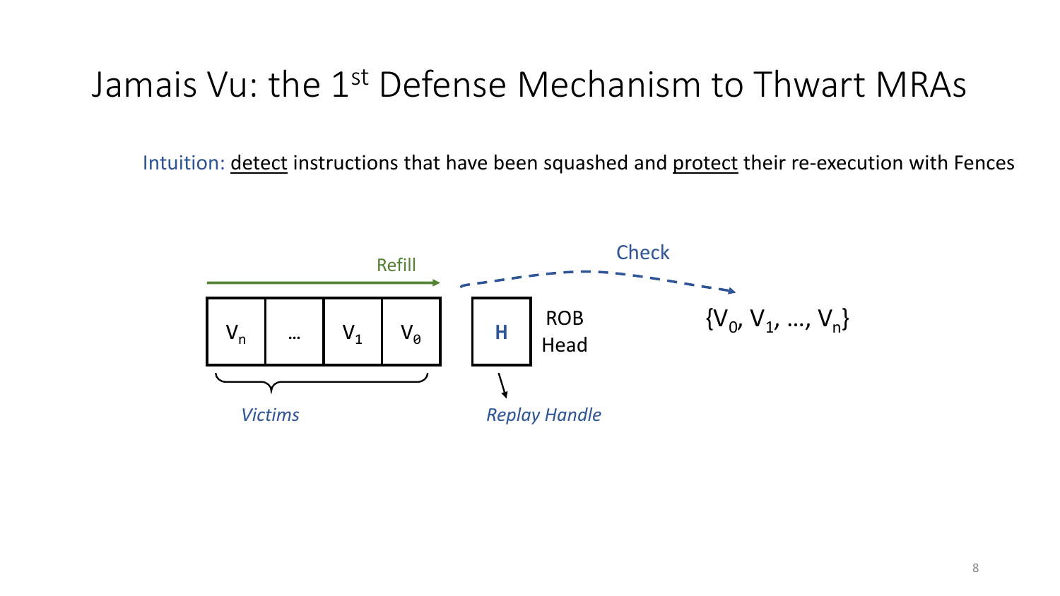# Jamais Vu: the 1st Defense Mechanism to Thwart MRAs

Intuition: detect instructions that have been squashed and protect their re-execution with Fences

Refill

| $V_n$ | … | $V_1$ | $V_0$ |
|---|---|---|---|

*Victims*

**H** ROB Head

*Replay Handle*

Check

$\{V_0, V_1, \ldots, V_n\}$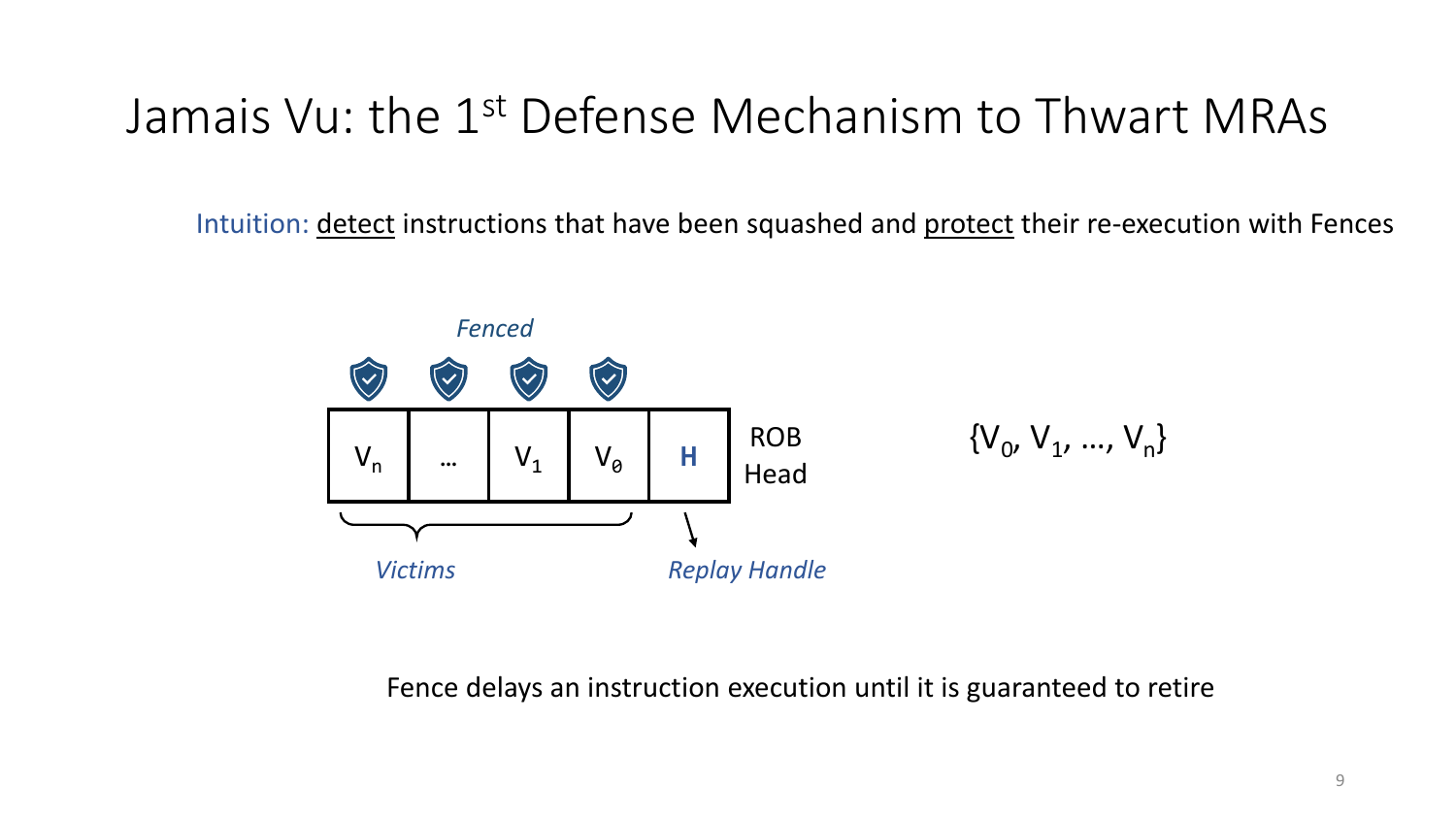# Jamais Vu: the 1st Defense Mechanism to Thwart MRAs

Intuition: detect instructions that have been squashed and protect their re-execution with Fences

*Fenced*

| $V_n$ | … | $V_1$ | $V_0$ | **H** |
| --- | --- | --- | --- | --- |

ROB Head

*Victims* — *Replay Handle*

$\{V_0, V_1, \ldots, V_n\}$

Fence delays an instruction execution until it is guaranteed to retire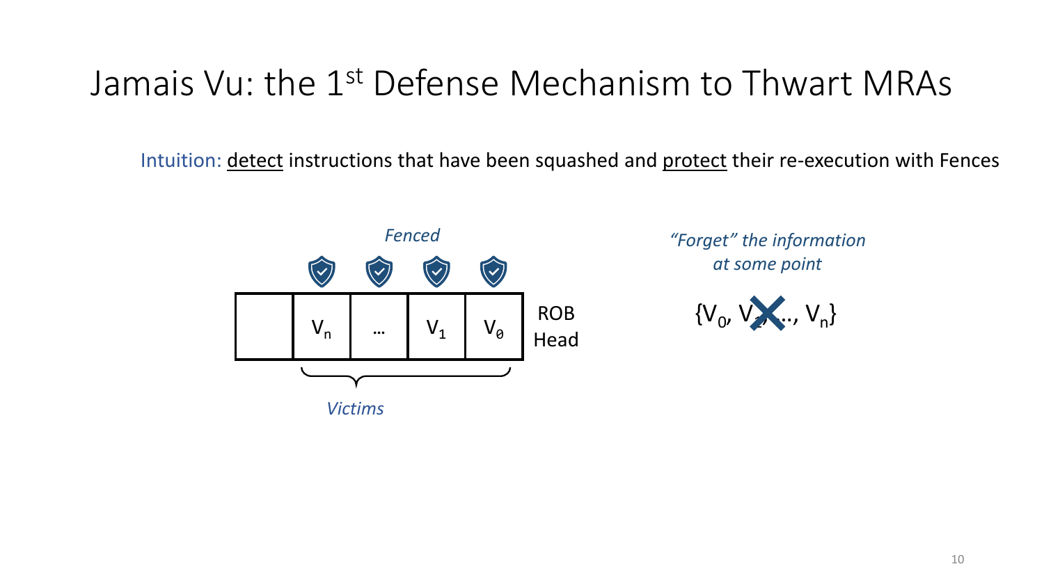# Jamais Vu: the 1st Defense Mechanism to Thwart MRAs

Intuition: detect instructions that have been squashed and protect their re-execution with Fences

*Fenced*

| | $V_n$ | … | $V_1$ | $V_0$ | ROB Head |
|---|---|---|---|---|---|

*Victims*

*"Forget" the information at some point*

$\{V_0, V_1, \ldots, V_n\}$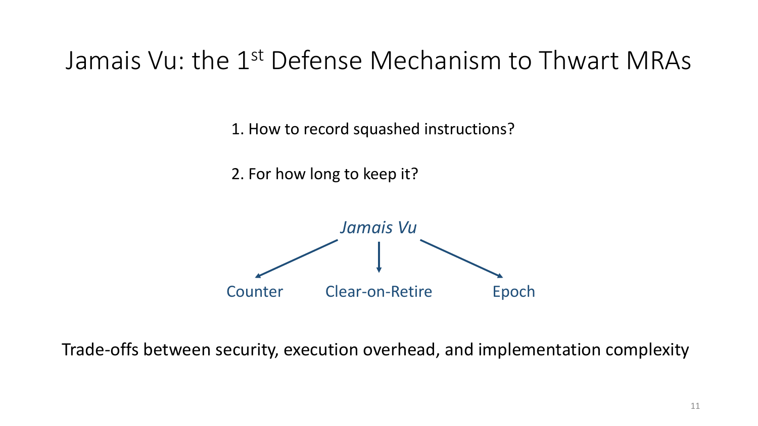# Jamais Vu: the 1st Defense Mechanism to Thwart MRAs

1. How to record squashed instructions?

2. For how long to keep it?

*Jamais Vu*

- Counter
- Clear-on-Retire
- Epoch

Trade-offs between security, execution overhead, and implementation complexity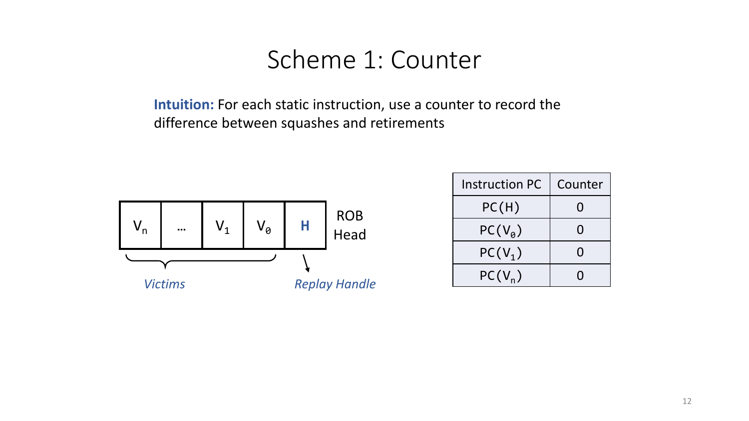# Scheme 1: Counter

**Intuition:** For each static instruction, use a counter to record the difference between squashes and retirements

| $V_n$ | … | $V_1$ | $V_0$ | **H** |
|---|---|---|---|---|

ROB Head

*Victims*

*Replay Handle*

| Instruction PC | Counter |
|---|---|
| PC(H) | 0 |
| $PC(V_0)$ | 0 |
| $PC(V_1)$ | 0 |
| $PC(V_n)$ | 0 |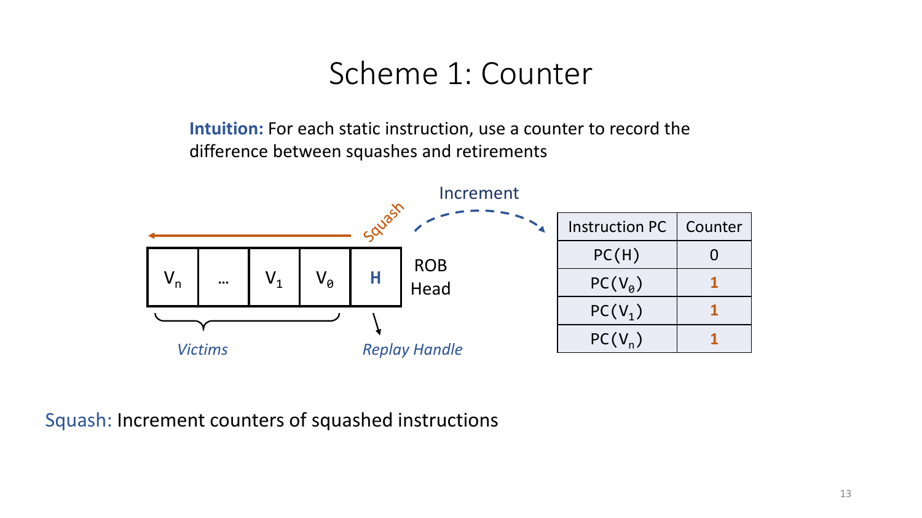# Scheme 1: Counter

**Intuition:** For each static instruction, use a counter to record the difference between squashes and retirements

Squash

| $V_n$ | … | $V_1$ | $V_0$ | **H** |
|---|---|---|---|---|

ROB Head

*Victims*

*Replay Handle*

Increment

| Instruction PC | Counter |
|---|---|
| PC(H) | 0 |
| PC($V_0$) | **1** |
| PC($V_1$) | **1** |
| PC($V_n$) | **1** |

Squash: Increment counters of squashed instructions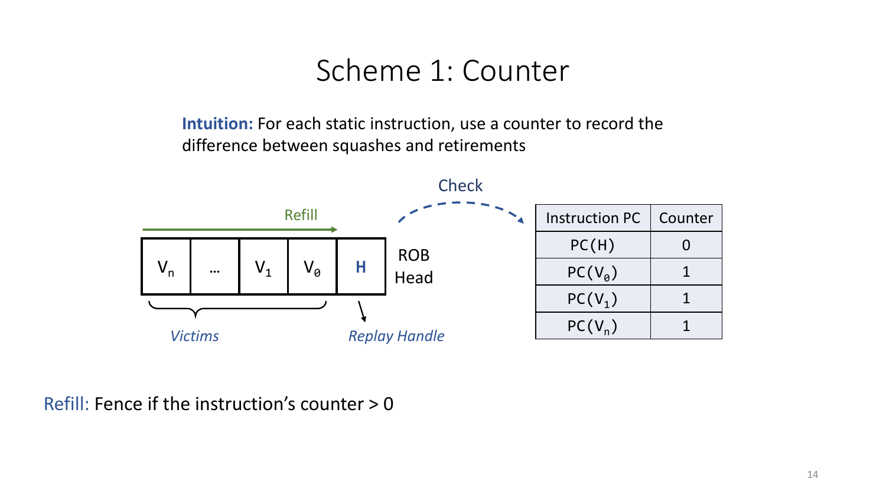# Scheme 1: Counter

**Intuition:** For each static instruction, use a counter to record the difference between squashes and retirements

Refill

| $V_n$ | … | $V_1$ | $V_0$ | **H** |
|---|---|---|---|---|

ROB Head

*Victims*

*Replay Handle*

Check

| Instruction PC | Counter |
|---|---|
| PC(H) | 0 |
| PC($V_0$) | 1 |
| PC($V_1$) | 1 |
| PC($V_n$) | 1 |

Refill: Fence if the instruction's counter > 0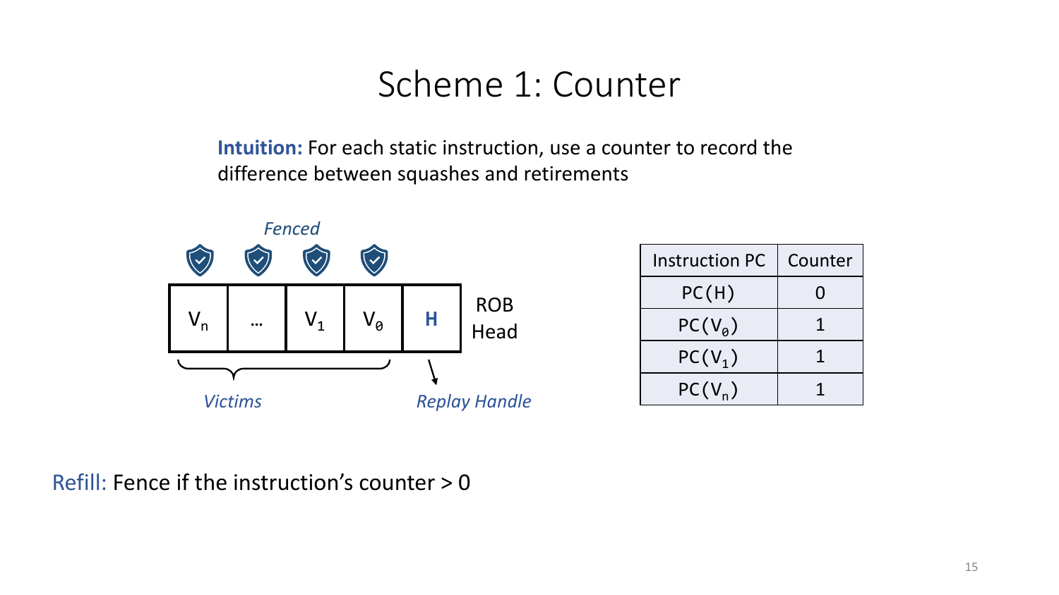# Scheme 1: Counter

**Intuition:** For each static instruction, use a counter to record the difference between squashes and retirements

*Fenced*

| $V_n$ | … | $V_1$ | $V_0$ | **H** |
|---|---|---|---|---|

ROB Head

*Victims* — *Replay Handle*

| Instruction PC | Counter |
|---|---|
| PC(H) | 0 |
| PC($V_0$) | 1 |
| PC($V_1$) | 1 |
| PC($V_n$) | 1 |

Refill: Fence if the instruction's counter > 0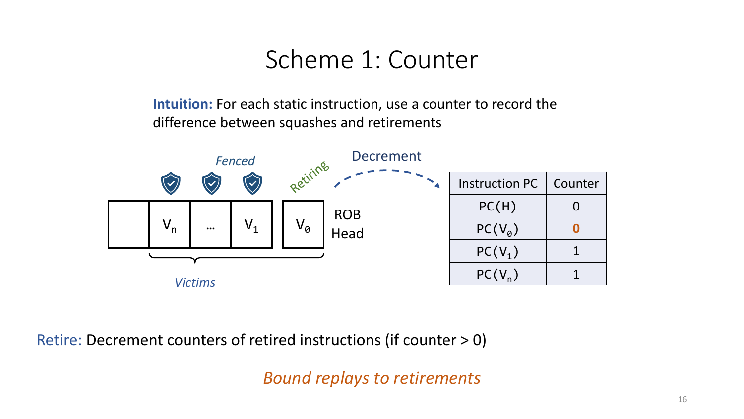# Scheme 1: Counter

**Intuition:** For each static instruction, use a counter to record the difference between squashes and retirements

*Fenced*

Retiring

Decrement

| | $V_n$ | … | $V_1$ | $V_0$ |
|---|---|---|---|---|

ROB Head

*Victims*

| Instruction PC | Counter |
|---|---|
| PC(H) | 0 |
| PC($V_0$) | **0** |
| PC($V_1$) | 1 |
| PC($V_n$) | 1 |

Retire: Decrement counters of retired instructions (if counter > 0)

*Bound replays to retirements*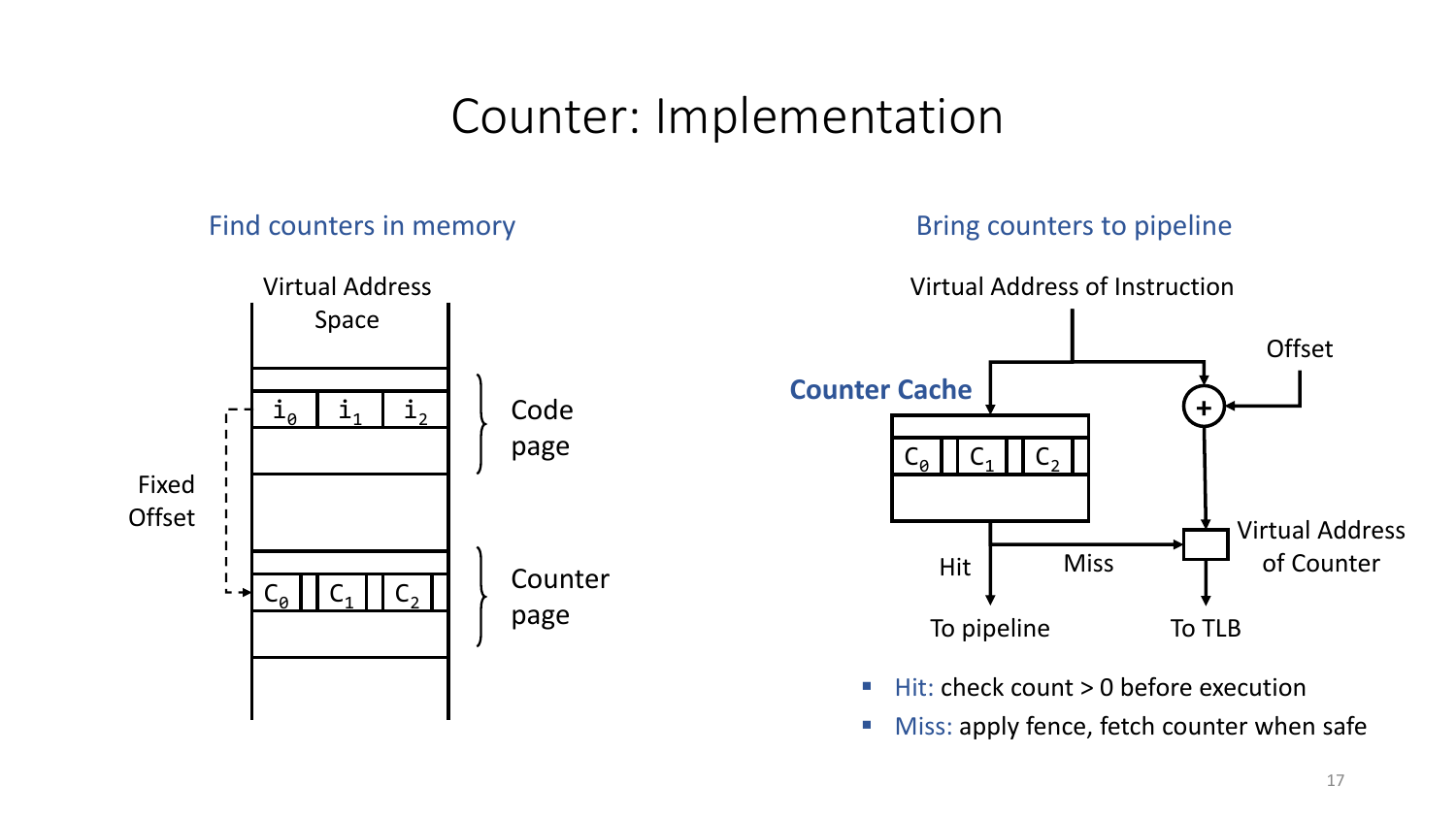# Counter: Implementation

## Find counters in memory

Virtual Address Space

$i_0$ | $i_1$ | $i_2$ — Code page

Fixed Offset

$C_0$ | $C_1$ | $C_2$ — Counter page

## Bring counters to pipeline

Virtual Address of Instruction

**Counter Cache**: $C_0$ | $C_1$ | $C_2$

Offset

Hit → To pipeline

Miss → Virtual Address of Counter → To TLB

- Hit: check count > 0 before execution
- Miss: apply fence, fetch counter when safe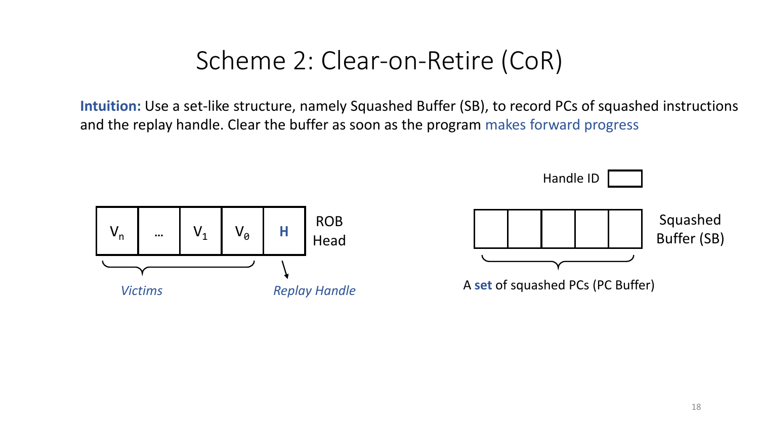# Scheme 2: Clear-on-Retire (CoR)

**Intuition:** Use a set-like structure, namely Squashed Buffer (SB), to record PCs of squashed instructions and the replay handle. Clear the buffer as soon as the program makes forward progress

| $V_n$ | … | $V_1$ | $V_0$ | **H** |
|---|---|---|---|---|

ROB Head

*Victims* ($V_n$ … $V_0$)

*Replay Handle* (H)

Handle ID

Squashed Buffer (SB)

A **set** of squashed PCs (PC Buffer)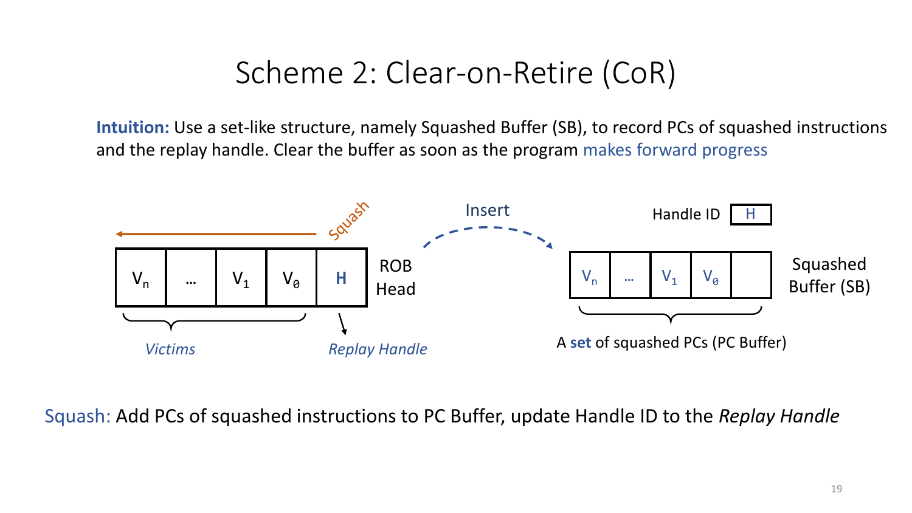# Scheme 2: Clear-on-Retire (CoR)

**Intuition:** Use a set-like structure, namely Squashed Buffer (SB), to record PCs of squashed instructions and the replay handle. Clear the buffer as soon as the program makes forward progress

Squash

| $V_n$ | … | $V_1$ | $V_0$ | H |
|---|---|---|---|---|

ROB Head

*Victims*

*Replay Handle*

Insert

Handle ID: H

| $V_n$ | … | $V_1$ | $V_0$ | |
|---|---|---|---|---|

Squashed Buffer (SB)

A **set** of squashed PCs (PC Buffer)

Squash: Add PCs of squashed instructions to PC Buffer, update Handle ID to the *Replay Handle*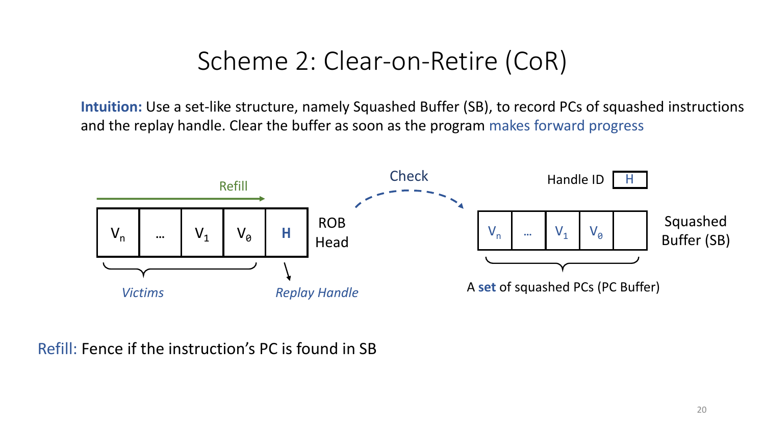# Scheme 2: Clear-on-Retire (CoR)

**Intuition:** Use a set-like structure, namely Squashed Buffer (SB), to record PCs of squashed instructions and the replay handle. Clear the buffer as soon as the program makes forward progress

Refill

| $V_n$ | … | $V_1$ | $V_0$ | **H** |
|---|---|---|---|---|

ROB Head

*Victims* — *Replay Handle*

Check

Handle ID: H

| $V_n$ | … | $V_1$ | $V_0$ | |
|---|---|---|---|---|

Squashed Buffer (SB)

A **set** of squashed PCs (PC Buffer)

Refill: Fence if the instruction's PC is found in SB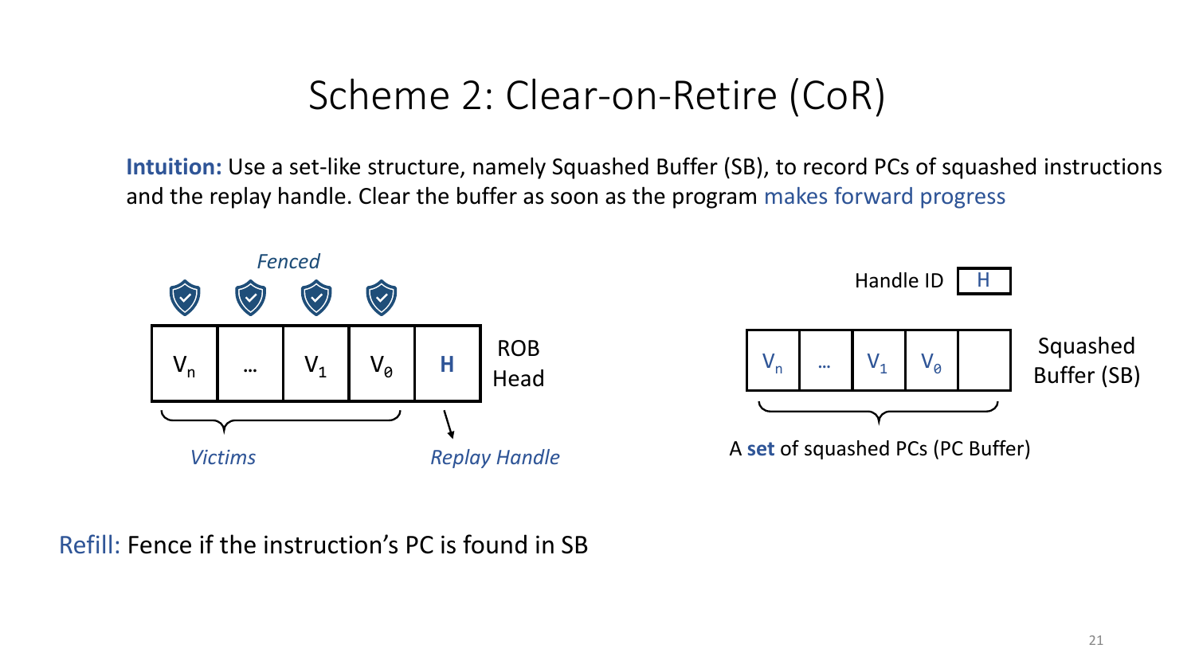# Scheme 2: Clear-on-Retire (CoR)

**Intuition:** Use a set-like structure, namely Squashed Buffer (SB), to record PCs of squashed instructions and the replay handle. Clear the buffer as soon as the program makes forward progress

*Fenced*

| $V_n$ | … | $V_1$ | $V_0$ | H |
|---|---|---|---|---|

ROB Head

*Victims* — *Replay Handle*

Handle ID: H

| $V_n$ | … | $V_1$ | $V_0$ | |
|---|---|---|---|---|

Squashed Buffer (SB)

A **set** of squashed PCs (PC Buffer)

Refill: Fence if the instruction's PC is found in SB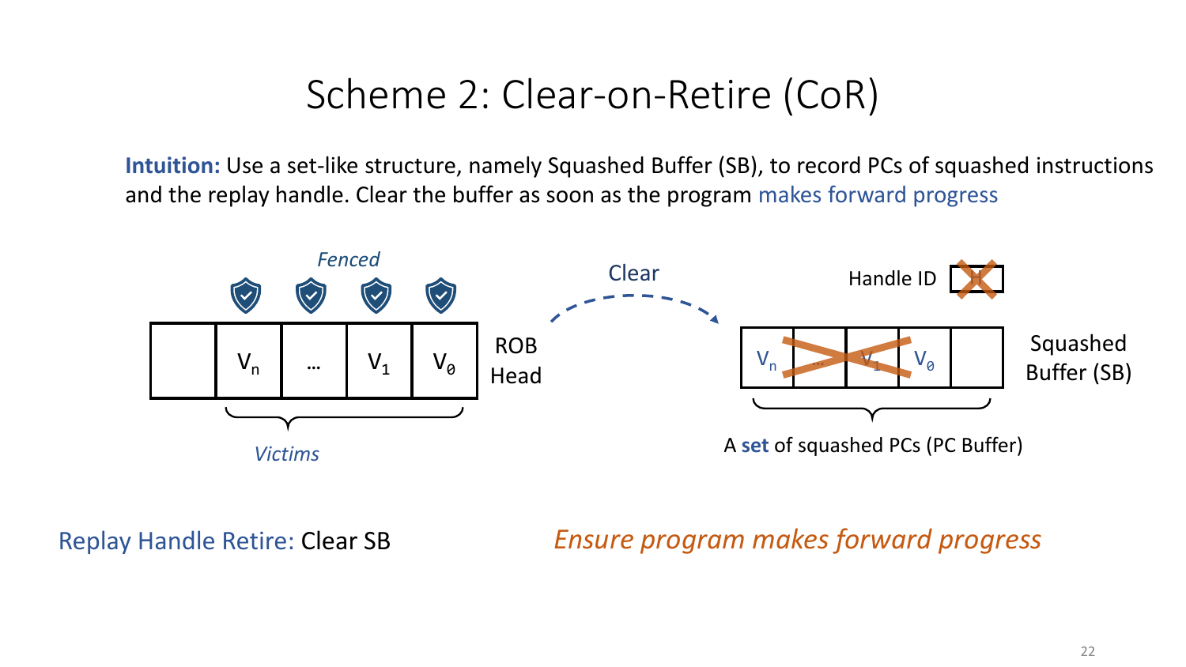# Scheme 2: Clear-on-Retire (CoR)

**Intuition:** Use a set-like structure, namely Squashed Buffer (SB), to record PCs of squashed instructions and the replay handle. Clear the buffer as soon as the program makes forward progress

*Fenced*

| | $V_n$ | … | $V_1$ | $V_0$ |
|---|---|---|---|---|

ROB Head

*Victims*

Clear

Handle ID

| $V_n$ | … | $V_1$ | $V_0$ | |
|---|---|---|---|---|

Squashed Buffer (SB)

A **set** of squashed PCs (PC Buffer)

Replay Handle Retire: Clear SB

*Ensure program makes forward progress*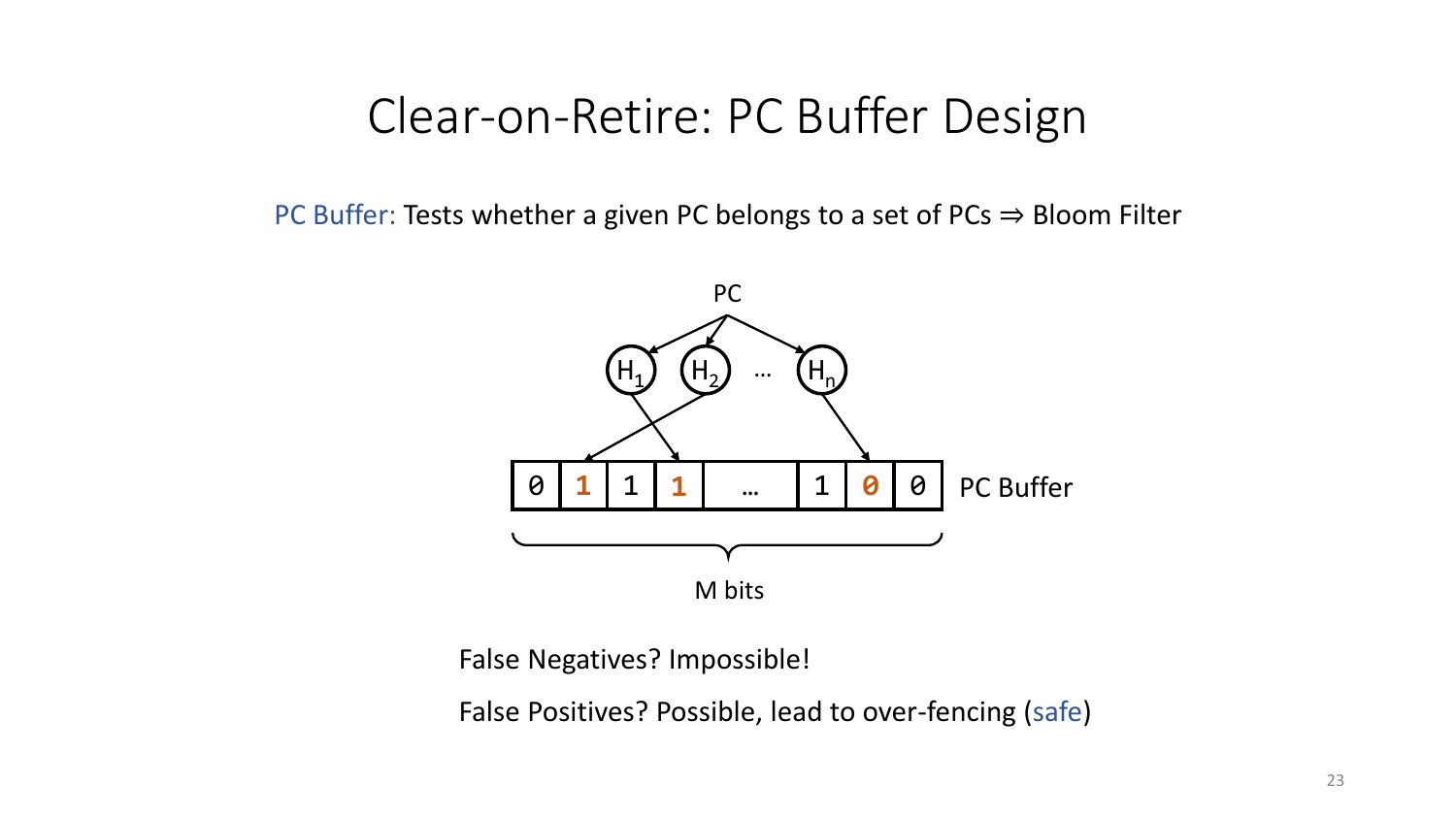# Clear-on-Retire: PC Buffer Design

PC Buffer: Tests whether a given PC belongs to a set of PCs ⇒ Bloom Filter

PC

$H_1$ $H_2$ … $H_n$

| 0 | 1 | 1 | 1 | … | 1 | 0 | 0 |
|---|---|---|---|---|---|---|---|

PC Buffer

M bits

False Negatives? Impossible!

False Positives? Possible, lead to over-fencing (safe)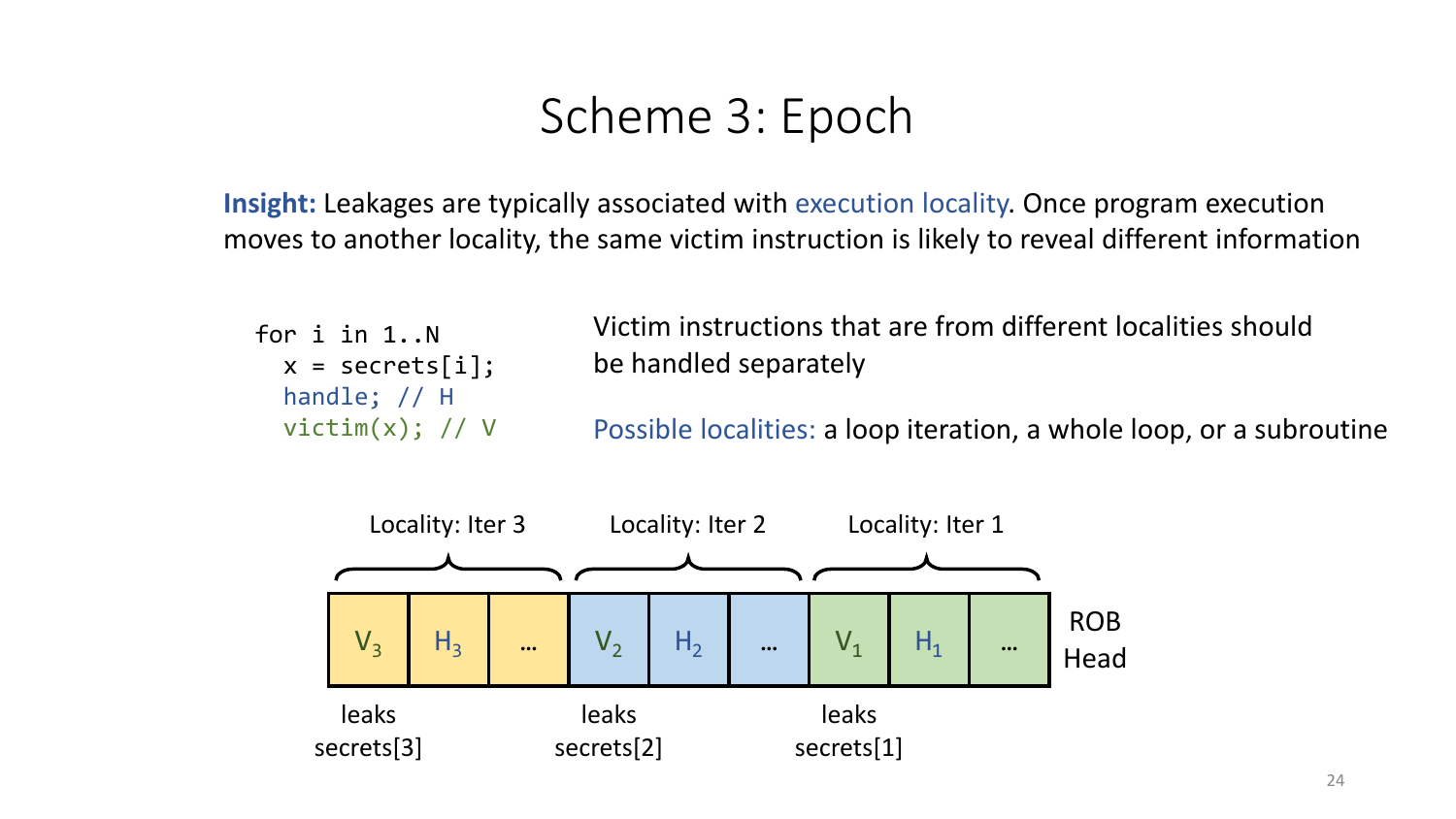# Scheme 3: Epoch

**Insight:** Leakages are typically associated with execution locality. Once program execution moves to another locality, the same victim instruction is likely to reveal different information

```
for i in 1..N
  x = secrets[i];
  handle; // H
  victim(x); // V
```

Victim instructions that are from different localities should be handled separately

Possible localities: a loop iteration, a whole loop, or a subroutine

| Locality: Iter 3 | | | Locality: Iter 2 | | | Locality: Iter 1 | | | |
|---|---|---|---|---|---|---|---|---|---|
| $V_3$ | $H_3$ | … | $V_2$ | $H_2$ | … | $V_1$ | $H_1$ | … | ROB Head |
| leaks secrets[3] | | | leaks secrets[2] | | | leaks secrets[1] | | | |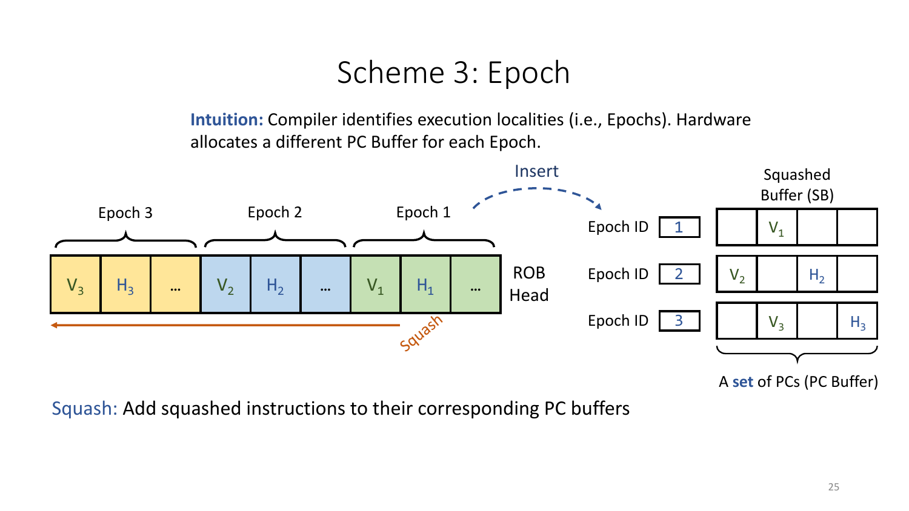# Scheme 3: Epoch

**Intuition:** Compiler identifies execution localities (i.e., Epochs). Hardware allocates a different PC Buffer for each Epoch.

Epoch 3 | Epoch 2 | Epoch 1

| $V_3$ | $H_3$ | … | $V_2$ | $H_2$ | … | $V_1$ | $H_1$ | … |
|---|---|---|---|---|---|---|---|---|

ROB Head

Squash

Insert

Squashed Buffer (SB)

| Epoch ID | | | | |
|---|---|---|---|---|
| 1 | | $V_1$ | | |
| 2 | $V_2$ | | $H_2$ | |
| 3 | | $V_3$ | | $H_3$ |

A **set** of PCs (PC Buffer)

Squash: Add squashed instructions to their corresponding PC buffers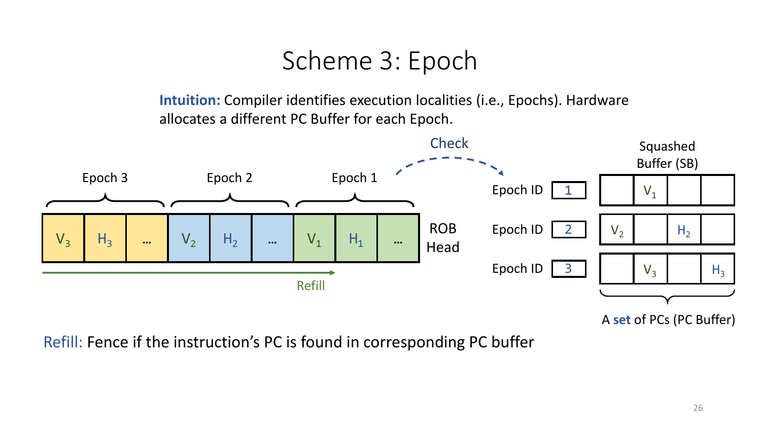# Scheme 3: Epoch

**Intuition:** Compiler identifies execution localities (i.e., Epochs). Hardware allocates a different PC Buffer for each Epoch.

Epoch 3 | Epoch 2 | Epoch 1

| $V_3$ | $H_3$ | … | $V_2$ | $H_2$ | … | $V_1$ | $H_1$ | … |
|---|---|---|---|---|---|---|---|---|

ROB Head

Refill

Check

Squashed Buffer (SB)

| Epoch ID | | | | |
|---|---|---|---|---|
| 1 | | $V_1$ | | |
| 2 | $V_2$ | | $H_2$ | |
| 3 | | $V_3$ | | $H_3$ |

A **set** of PCs (PC Buffer)

Refill: Fence if the instruction's PC is found in corresponding PC buffer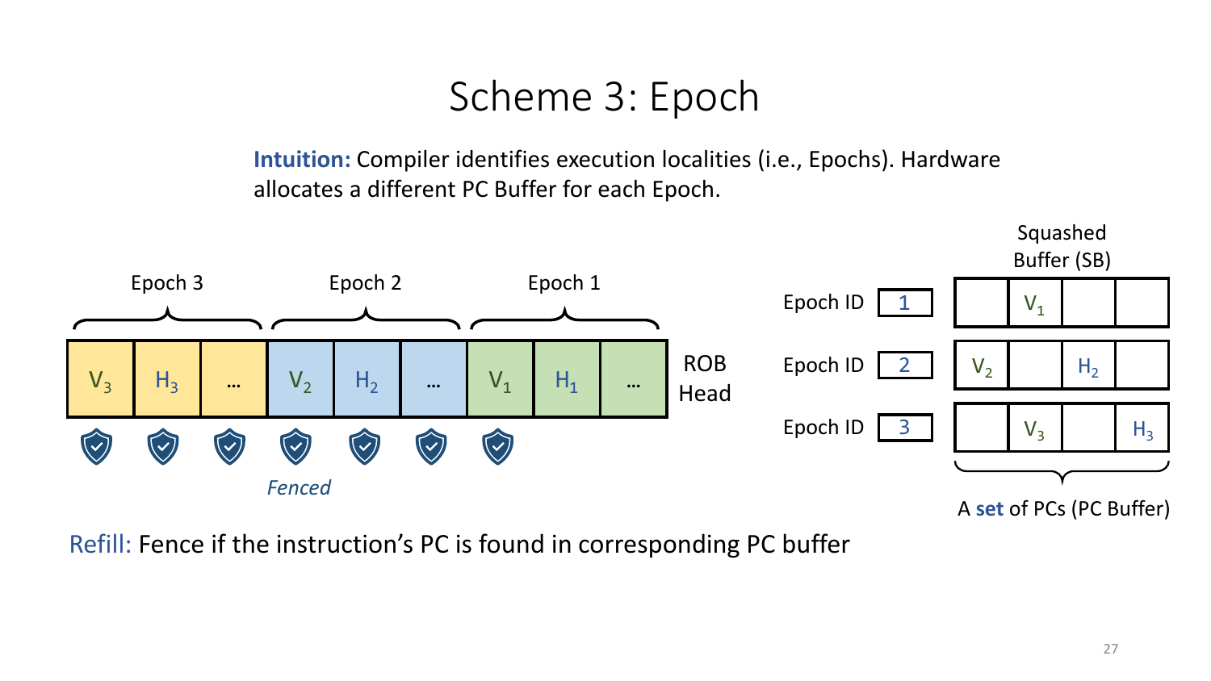# Scheme 3: Epoch

**Intuition:** Compiler identifies execution localities (i.e., Epochs). Hardware allocates a different PC Buffer for each Epoch.

| Epoch 3 | | | Epoch 2 | | | Epoch 1 | | | |
|---|---|---|---|---|---|---|---|---|---|
| $V_3$ | $H_3$ | … | $V_2$ | $H_2$ | … | $V_1$ | $H_1$ | … | ROB Head |

*Fenced*

Squashed Buffer (SB)

| Epoch ID | | | | |
|---|---|---|---|---|
| 1 | | $V_1$ | | |
| 2 | $V_2$ | | $H_2$ | |
| 3 | | $V_3$ | | $H_3$ |

A **set** of PCs (PC Buffer)

Refill: Fence if the instruction's PC is found in corresponding PC buffer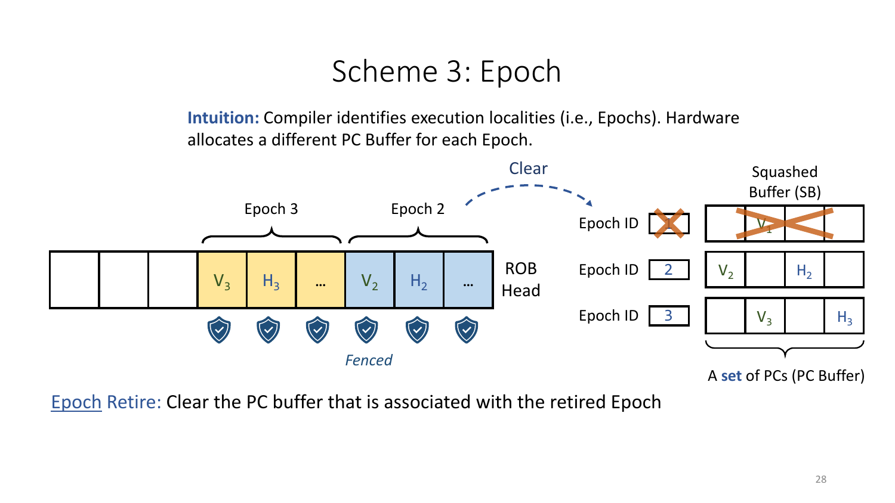# Scheme 3: Epoch

**Intuition:** Compiler identifies execution localities (i.e., Epochs). Hardware allocates a different PC Buffer for each Epoch.

Epoch 3 | Epoch 2 | Clear

| | | | $V_3$ | $H_3$ | … | $V_2$ | $H_2$ | … | ROB Head |
|---|---|---|---|---|---|---|---|---|---|

*Fenced*

Squashed Buffer (SB)

| Epoch ID | PC Buffer | | | |
|---|---|---|---|---|
| ~~1~~ | | ~~$V_1$~~ | | |
| 2 | $V_2$ | | $H_2$ | |
| 3 | | $V_3$ | | $H_3$ |

A **set** of PCs (PC Buffer)

Epoch Retire: Clear the PC buffer that is associated with the retired Epoch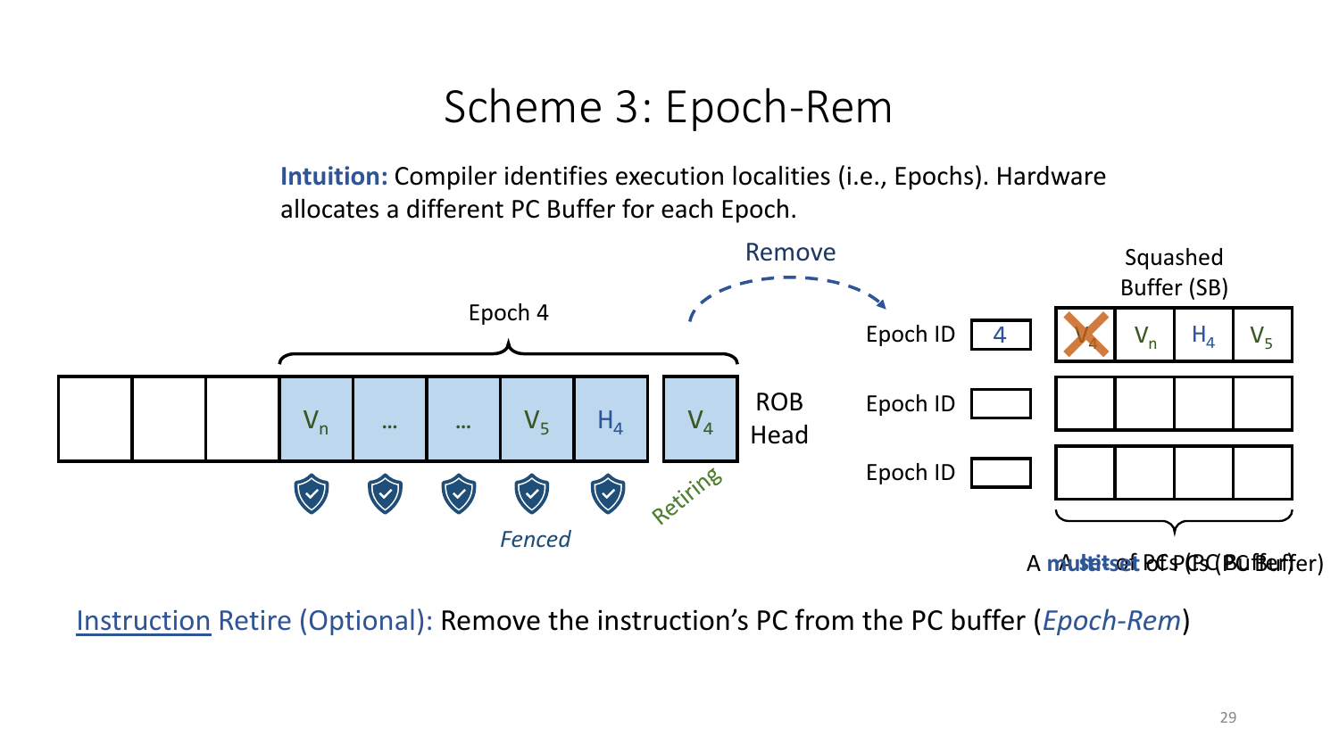# Scheme 3: Epoch-Rem

**Intuition:** Compiler identifies execution localities (i.e., Epochs). Hardware allocates a different PC Buffer for each Epoch.

Remove

Epoch 4

| $V_n$ | … | … | $V_5$ | $H_4$ | $V_4$ |
|---|---|---|---|---|---|

ROB Head

*Fenced* — Retiring

Squashed Buffer (SB)

| Epoch ID | | | | |
|---|---|---|---|---|
| 4 | ~~$V_4$~~ | $V_n$ | $H_4$ | $V_5$ |
| | | | | |
| | | | | |

A **multiset** of PCs (PC Buffer)

Instruction Retire (Optional): Remove the instruction's PC from the PC buffer (*Epoch-Rem*)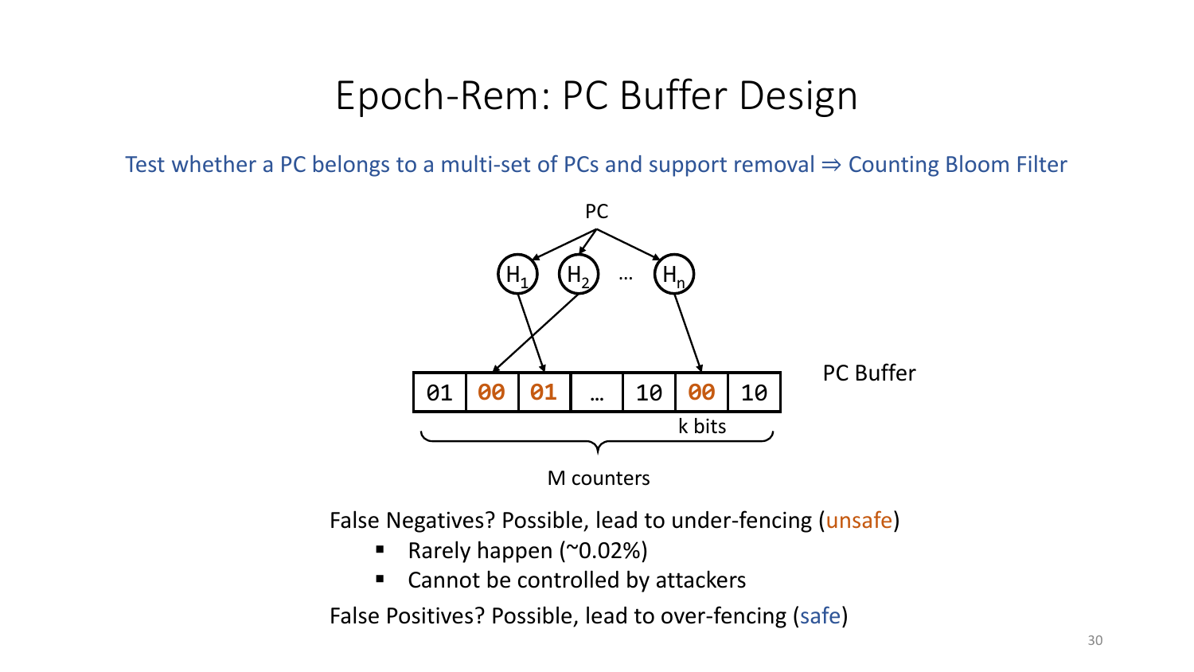# Epoch-Rem: PC Buffer Design

Test whether a PC belongs to a multi-set of PCs and support removal ⇒ Counting Bloom Filter

PC

$H_1$ $H_2$ … $H_n$

| 01 | 00 | 01 | … | 10 | 00 | 10 |
|---|---|---|---|---|---|---|

PC Buffer

k bits

M counters

False Negatives? Possible, lead to under-fencing (unsafe)

- Rarely happen (~0.02%)
- Cannot be controlled by attackers

False Positives? Possible, lead to over-fencing (safe)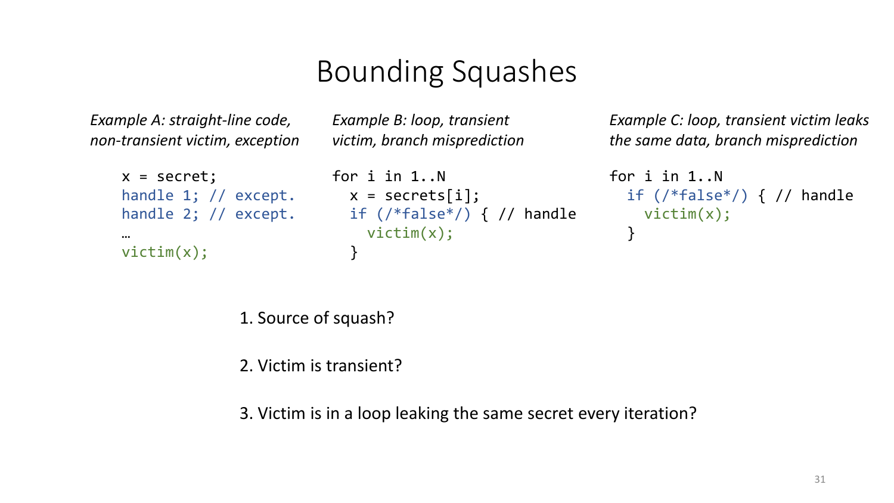# Bounding Squashes

*Example A: straight-line code, non-transient victim, exception*

```
x = secret;
handle 1; // except.
handle 2; // except.
…
victim(x);
```

*Example B: loop, transient victim, branch misprediction*

```
for i in 1..N
  x = secrets[i];
  if (/*false*/) { // handle
    victim(x);
  }
```

*Example C: loop, transient victim leaks the same data, branch misprediction*

```
for i in 1..N
  if (/*false*/) { // handle
    victim(x);
  }
```

1. Source of squash?

2. Victim is transient?

3. Victim is in a loop leaking the same secret every iteration?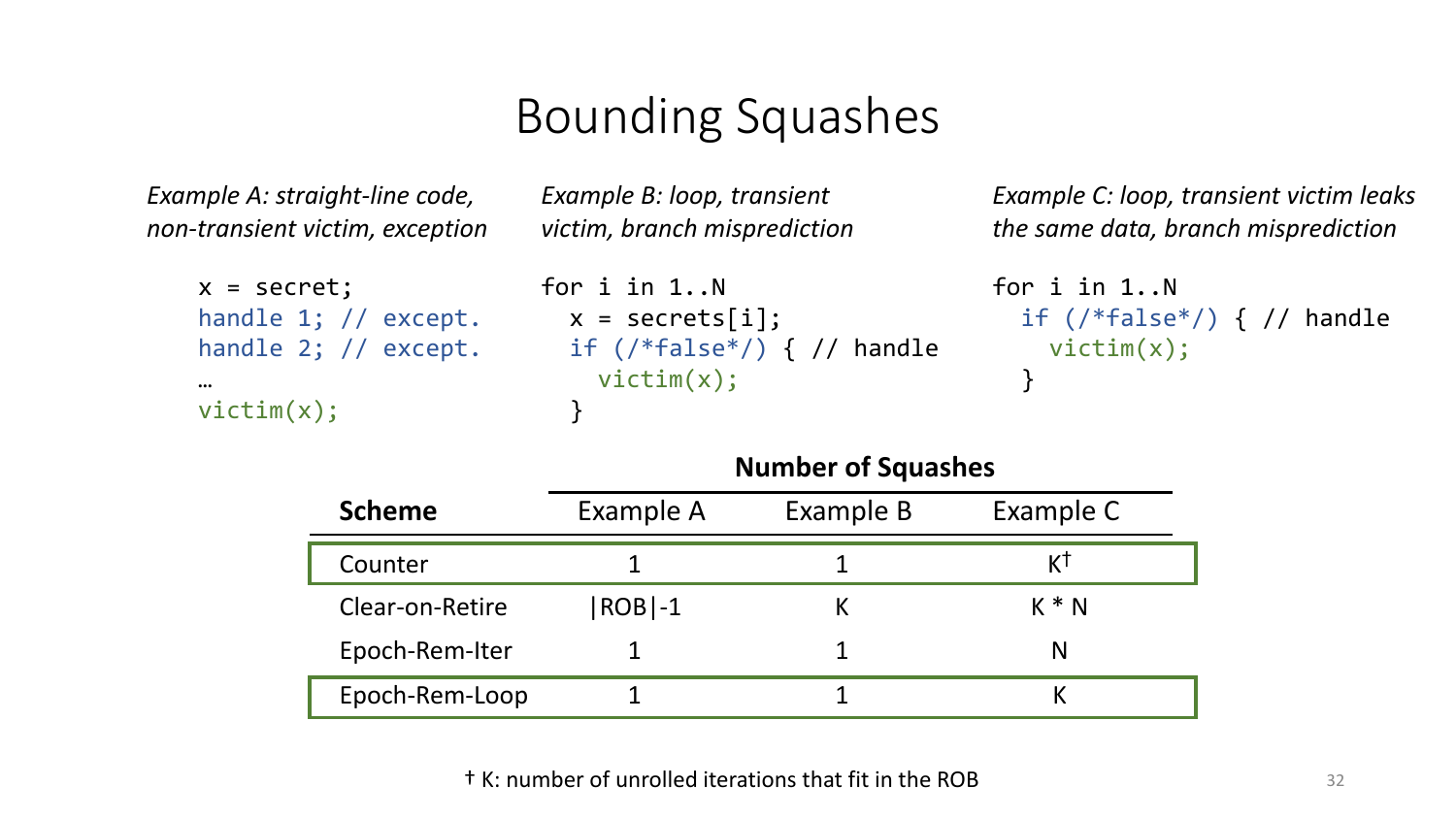# Bounding Squashes

*Example A: straight-line code, non-transient victim, exception*

```
x = secret;
handle 1; // except.
handle 2; // except.
…
victim(x);
```

*Example B: loop, transient victim, branch misprediction*

```
for i in 1..N
  x = secrets[i];
  if (/*false*/) { // handle
    victim(x);
  }
```

*Example C: loop, transient victim leaks the same data, branch misprediction*

```
for i in 1..N
  if (/*false*/) { // handle
    victim(x);
  }
```

| **Scheme** | Number of Squashes | | |
|---|---|---|---|
| | Example A | Example B | Example C |
| Counter | 1 | 1 | K† |
| Clear-on-Retire | \|ROB\|-1 | K | K * N |
| Epoch-Rem-Iter | 1 | 1 | N |
| Epoch-Rem-Loop | 1 | 1 | K |

† K: number of unrolled iterations that fit in the ROB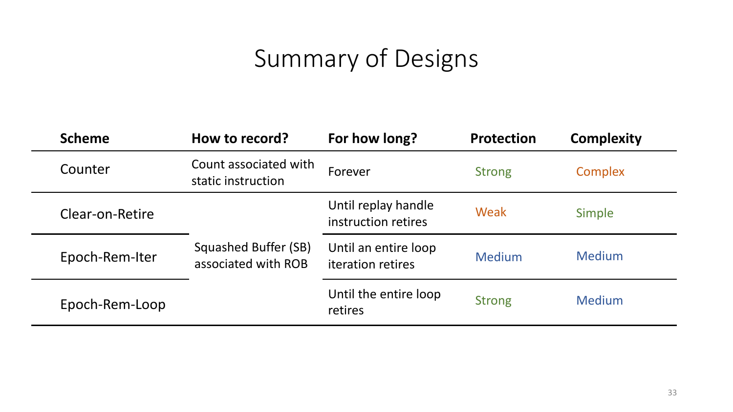# Summary of Designs

| Scheme | How to record? | For how long? | Protection | Complexity |
|---|---|---|---|---|
| Counter | Count associated with static instruction | Forever | Strong | Complex |
| Clear-on-Retire | Squashed Buffer (SB) associated with ROB | Until replay handle instruction retires | Weak | Simple |
| Epoch-Rem-Iter | | Until an entire loop iteration retires | Medium | Medium |
| Epoch-Rem-Loop | | Until the entire loop retires | Strong | Medium |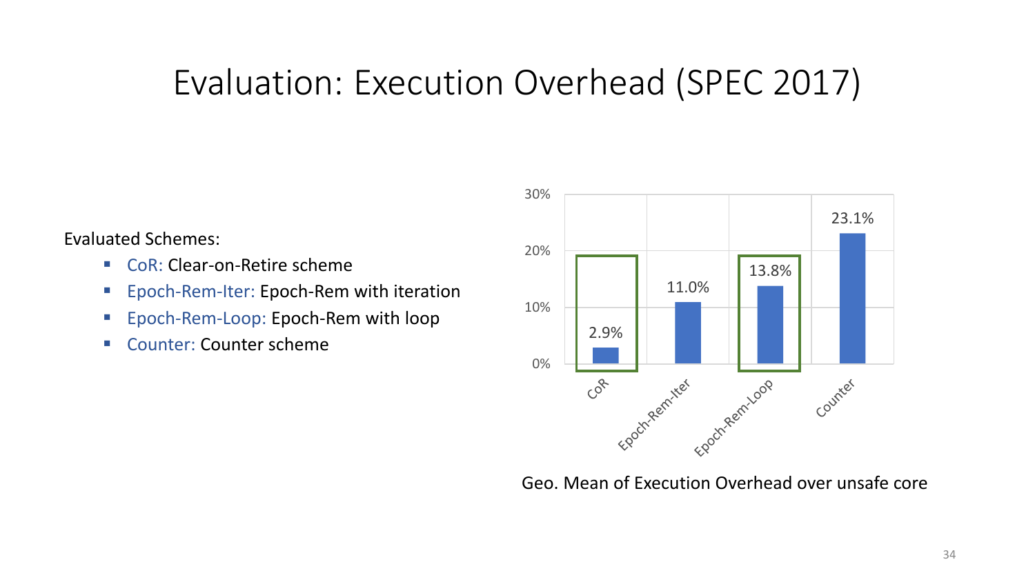# Evaluation: Execution Overhead (SPEC 2017)

Evaluated Schemes:

- CoR: Clear-on-Retire scheme
- Epoch-Rem-Iter: Epoch-Rem with iteration
- Epoch-Rem-Loop: Epoch-Rem with loop
- Counter: Counter scheme

| Scheme | Execution Overhead |
| --- | --- |
| CoR | 2.9% |
| Epoch-Rem-Iter | 11.0% |
| Epoch-Rem-Loop | 13.8% |
| Counter | 23.1% |

Geo. Mean of Execution Overhead over unsafe core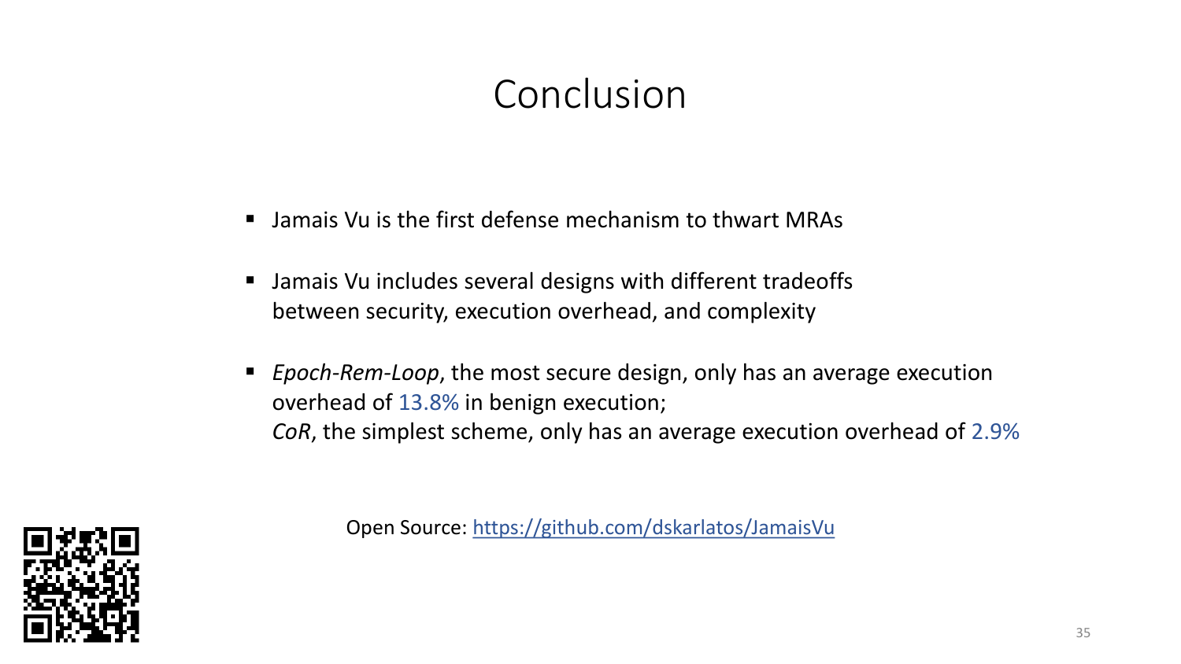# Conclusion

- Jamais Vu is the first defense mechanism to thwart MRAs
- Jamais Vu includes several designs with different tradeoffs between security, execution overhead, and complexity
- *Epoch-Rem-Loop*, the most secure design, only has an average execution overhead of 13.8% in benign execution;
  *CoR*, the simplest scheme, only has an average execution overhead of 2.9%

Open Source: https://github.com/dskarlatos/JamaisVu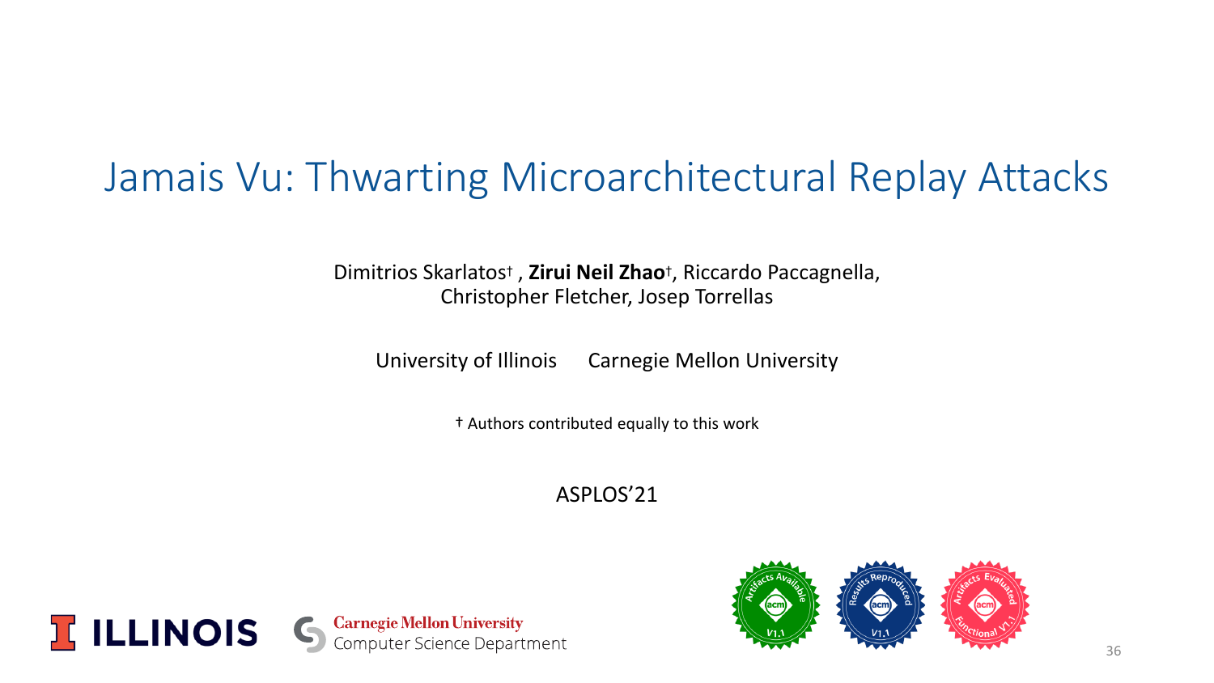# Jamais Vu: Thwarting Microarchitectural Replay Attacks

Dimitrios Skarlatos† , **Zirui Neil Zhao**†, Riccardo Paccagnella, Christopher Fletcher, Josep Torrellas

University of Illinois Carnegie Mellon University

† Authors contributed equally to this work

ASPLOS'21

ILLINOIS

Carnegie Mellon University
Computer Science Department